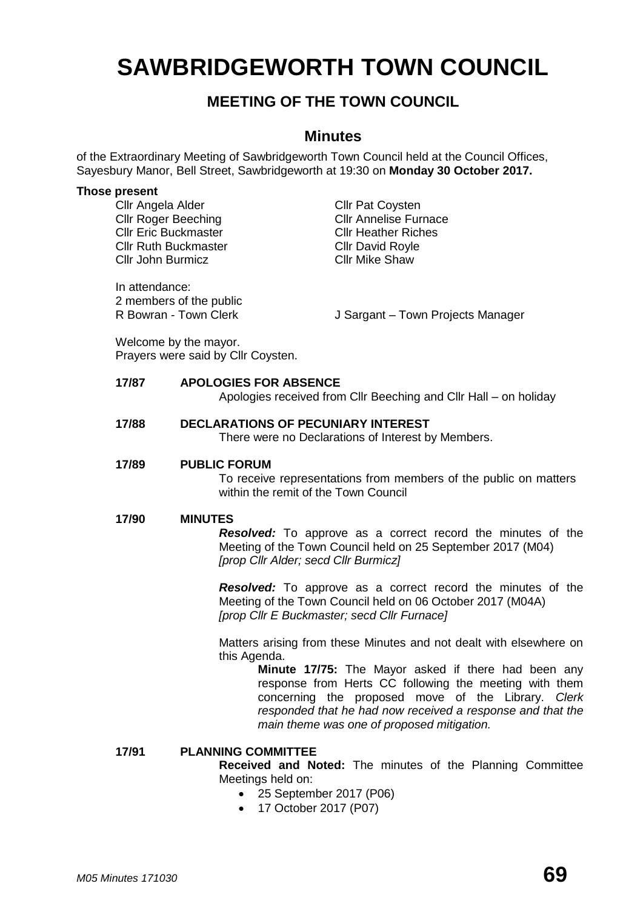# SAWBRIDGEWORTH TOWN COUNCIL

## MEETING OF THE TOWN COUNCIL

## Minutes

of the Extraordinary Meeting of Sawbridgeworth Town Council held at the Council Offices, Sayesbury Manor, Bell Street, Sawbridgeworth at 19:30 on **Monday 30 October 2017.**

**Those present**

- Cllr Angela Alder
- Cllr Roger Beeching
- Cllr Eric Buckmaster
- Cllr Ruth Buckmaster
- Cllr John Burmicz
- Cllr Pat Coysten
- Cllr Annelise Furnace
- Cllr Heather Riches
- Cllr David Royle
- Cllr Mike Shaw

In attendance:
2 members of the public
R Bowran - Town Clerk
J Sargant – Town Projects Manager

Welcome by the mayor.
Prayers were said by Cllr Coysten.

**17/87 APOLOGIES FOR ABSENCE**

Apologies received from Cllr Beeching and Cllr Hall – on holiday

**17/88 DECLARATIONS OF PECUNIARY INTEREST**

There were no Declarations of Interest by Members.

**17/89 PUBLIC FORUM**

To receive representations from members of the public on matters within the remit of the Town Council

**17/90 MINUTES**

***Resolved:*** To approve as a correct record the minutes of the Meeting of the Town Council held on 25 September 2017 (M04) *[prop Cllr Alder; secd Cllr Burmicz]*

***Resolved:*** To approve as a correct record the minutes of the Meeting of the Town Council held on 06 October 2017 (M04A) *[prop Cllr E Buckmaster; secd Cllr Furnace]*

Matters arising from these Minutes and not dealt with elsewhere on this Agenda.

> **Minute 17/75:** The Mayor asked if there had been any response from Herts CC following the meeting with them concerning the proposed move of the Library. *Clerk responded that he had now received a response and that the main theme was one of proposed mitigation.*

**17/91 PLANNING COMMITTEE**

**Received and Noted:** The minutes of the Planning Committee Meetings held on:

- 25 September 2017 (P06)
- 17 October 2017 (P07)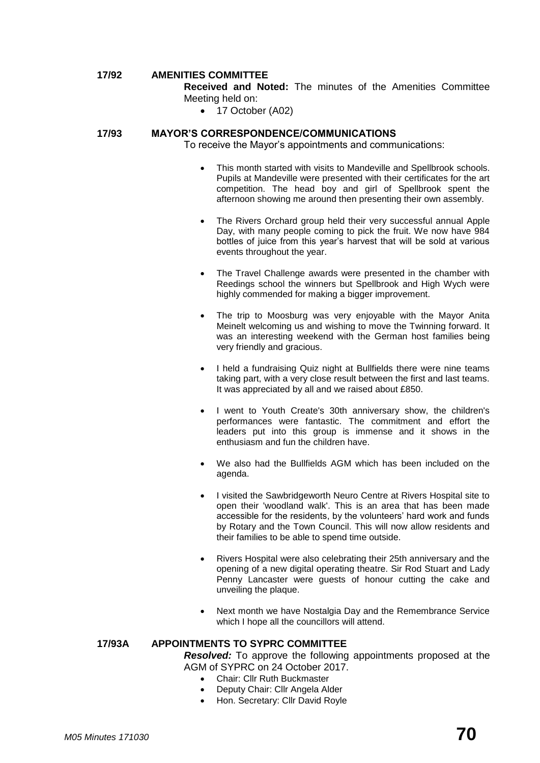**17/92 AMENITIES COMMITTEE**

**Received and Noted:** The minutes of the Amenities Committee Meeting held on:

- 17 October (A02)

**17/93 MAYOR'S CORRESPONDENCE/COMMUNICATIONS**

To receive the Mayor's appointments and communications:

- This month started with visits to Mandeville and Spellbrook schools. Pupils at Mandeville were presented with their certificates for the art competition. The head boy and girl of Spellbrook spent the afternoon showing me around then presenting their own assembly.
- The Rivers Orchard group held their very successful annual Apple Day, with many people coming to pick the fruit. We now have 984 bottles of juice from this year's harvest that will be sold at various events throughout the year.
- The Travel Challenge awards were presented in the chamber with Reedings school the winners but Spellbrook and High Wych were highly commended for making a bigger improvement.
- The trip to Moosburg was very enjoyable with the Mayor Anita Meinelt welcoming us and wishing to move the Twinning forward. It was an interesting weekend with the German host families being very friendly and gracious.
- I held a fundraising Quiz night at Bullfields there were nine teams taking part, with a very close result between the first and last teams. It was appreciated by all and we raised about £850.
- I went to Youth Create's 30th anniversary show, the children's performances were fantastic. The commitment and effort the leaders put into this group is immense and it shows in the enthusiasm and fun the children have.
- We also had the Bullfields AGM which has been included on the agenda.
- I visited the Sawbridgeworth Neuro Centre at Rivers Hospital site to open their 'woodland walk'. This is an area that has been made accessible for the residents, by the volunteers' hard work and funds by Rotary and the Town Council. This will now allow residents and their families to be able to spend time outside.
- Rivers Hospital were also celebrating their 25th anniversary and the opening of a new digital operating theatre. Sir Rod Stuart and Lady Penny Lancaster were guests of honour cutting the cake and unveiling the plaque.
- Next month we have Nostalgia Day and the Remembrance Service which I hope all the councillors will attend.

**17/93A APPOINTMENTS TO SYPRC COMMITTEE**

***Resolved:*** To approve the following appointments proposed at the AGM of SYPRC on 24 October 2017.

- Chair: Cllr Ruth Buckmaster
- Deputy Chair: Cllr Angela Alder
- Hon. Secretary: Cllr David Royle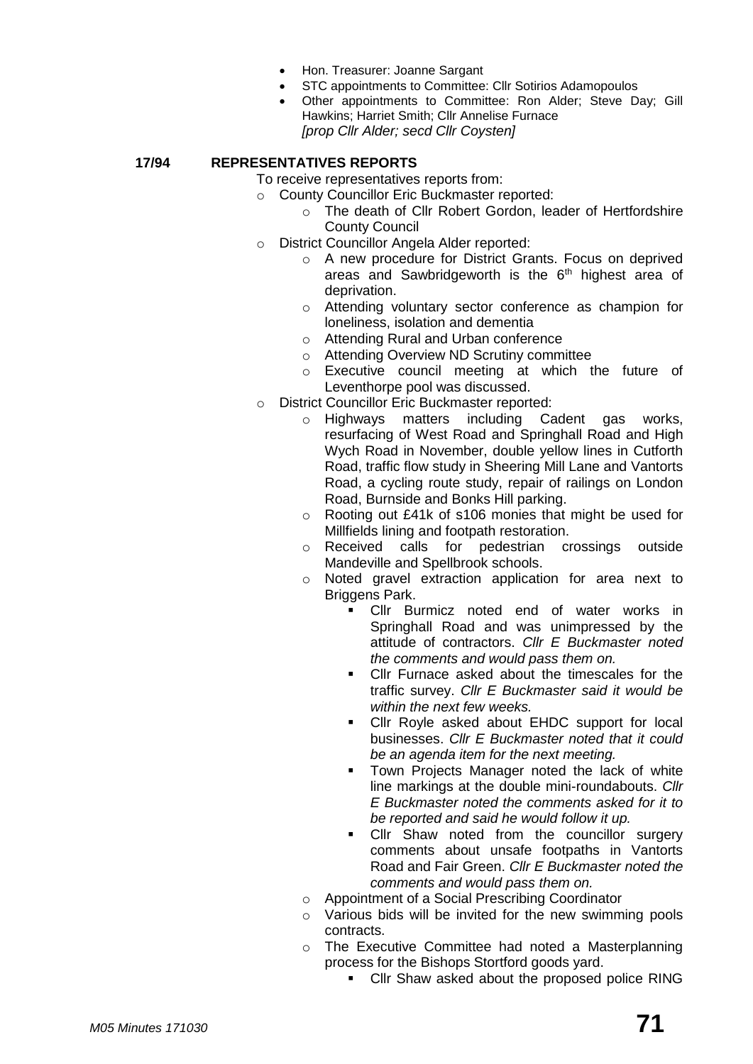- Hon. Treasurer: Joanne Sargant
- STC appointments to Committee: Cllr Sotirios Adamopoulos
- Other appointments to Committee: Ron Alder; Steve Day; Gill Hawkins; Harriet Smith; Cllr Annelise Furnace
  *[prop Cllr Alder; secd Cllr Coysten]*

**17/94 REPRESENTATIVES REPORTS**

To receive representatives reports from:

- County Councillor Eric Buckmaster reported:
  - The death of Cllr Robert Gordon, leader of Hertfordshire County Council
- District Councillor Angela Alder reported:
  - A new procedure for District Grants. Focus on deprived areas and Sawbridgeworth is the 6th highest area of deprivation.
  - Attending voluntary sector conference as champion for loneliness, isolation and dementia
  - Attending Rural and Urban conference
  - Attending Overview ND Scrutiny committee
  - Executive council meeting at which the future of Leventhorpe pool was discussed.
- District Councillor Eric Buckmaster reported:
  - Highways matters including Cadent gas works, resurfacing of West Road and Springhall Road and High Wych Road in November, double yellow lines in Cutforth Road, traffic flow study in Sheering Mill Lane and Vantorts Road, a cycling route study, repair of railings on London Road, Burnside and Bonks Hill parking.
  - Rooting out £41k of s106 monies that might be used for Millfields lining and footpath restoration.
  - Received calls for pedestrian crossings outside Mandeville and Spellbrook schools.
  - Noted gravel extraction application for area next to Briggens Park.
    - Cllr Burmicz noted end of water works in Springhall Road and was unimpressed by the attitude of contractors. *Cllr E Buckmaster noted the comments and would pass them on.*
    - Cllr Furnace asked about the timescales for the traffic survey. *Cllr E Buckmaster said it would be within the next few weeks.*
    - Cllr Royle asked about EHDC support for local businesses. *Cllr E Buckmaster noted that it could be an agenda item for the next meeting.*
    - Town Projects Manager noted the lack of white line markings at the double mini-roundabouts. *Cllr E Buckmaster noted the comments asked for it to be reported and said he would follow it up.*
    - Cllr Shaw noted from the councillor surgery comments about unsafe footpaths in Vantorts Road and Fair Green. *Cllr E Buckmaster noted the comments and would pass them on.*
  - Appointment of a Social Prescribing Coordinator
  - Various bids will be invited for the new swimming pools contracts.
  - The Executive Committee had noted a Masterplanning process for the Bishops Stortford goods yard.
    - Cllr Shaw asked about the proposed police RING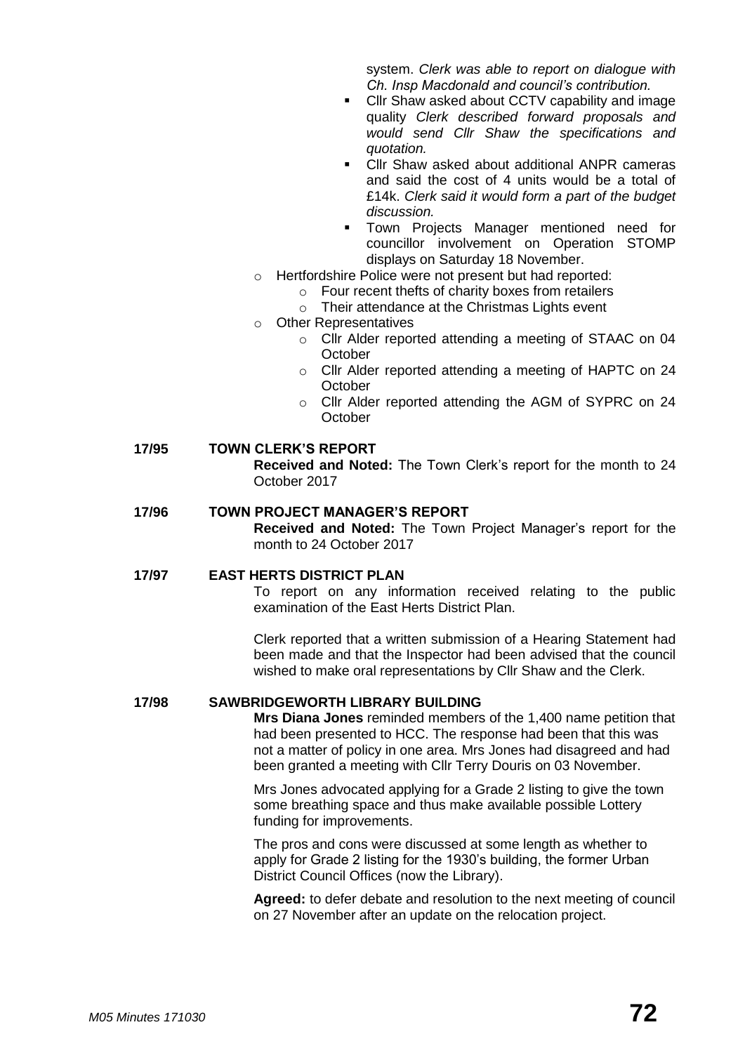system. *Clerk was able to report on dialogue with Ch. Insp Macdonald and council's contribution.*

- Cllr Shaw asked about CCTV capability and image quality *Clerk described forward proposals and would send Cllr Shaw the specifications and quotation.*
- Cllr Shaw asked about additional ANPR cameras and said the cost of 4 units would be a total of £14k. *Clerk said it would form a part of the budget discussion.*
- Town Projects Manager mentioned need for councillor involvement on Operation STOMP displays on Saturday 18 November.

- Hertfordshire Police were not present but had reported:
    - Four recent thefts of charity boxes from retailers
    - Their attendance at the Christmas Lights event
- Other Representatives
    - Cllr Alder reported attending a meeting of STAAC on 04 October
    - Cllr Alder reported attending a meeting of HAPTC on 24 October
    - Cllr Alder reported attending the AGM of SYPRC on 24 October

## 17/95 TOWN CLERK'S REPORT

**Received and Noted:** The Town Clerk's report for the month to 24 October 2017

## 17/96 TOWN PROJECT MANAGER'S REPORT

**Received and Noted:** The Town Project Manager's report for the month to 24 October 2017

## 17/97 EAST HERTS DISTRICT PLAN

To report on any information received relating to the public examination of the East Herts District Plan.

Clerk reported that a written submission of a Hearing Statement had been made and that the Inspector had been advised that the council wished to make oral representations by Cllr Shaw and the Clerk.

## 17/98 SAWBRIDGEWORTH LIBRARY BUILDING

**Mrs Diana Jones** reminded members of the 1,400 name petition that had been presented to HCC. The response had been that this was not a matter of policy in one area. Mrs Jones had disagreed and had been granted a meeting with Cllr Terry Douris on 03 November.

Mrs Jones advocated applying for a Grade 2 listing to give the town some breathing space and thus make available possible Lottery funding for improvements.

The pros and cons were discussed at some length as whether to apply for Grade 2 listing for the 1930's building, the former Urban District Council Offices (now the Library).

**Agreed:** to defer debate and resolution to the next meeting of council on 27 November after an update on the relocation project.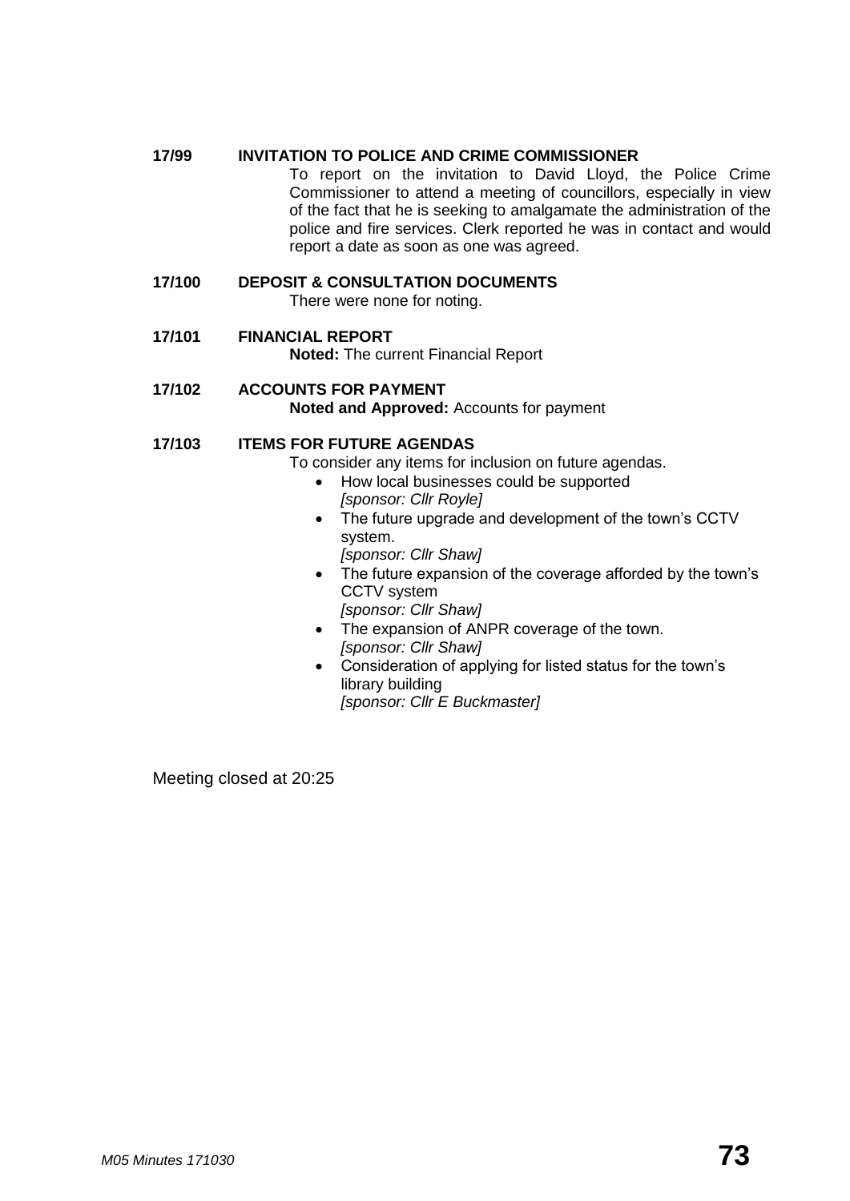**17/99 INVITATION TO POLICE AND CRIME COMMISSIONER**

To report on the invitation to David Lloyd, the Police Crime Commissioner to attend a meeting of councillors, especially in view of the fact that he is seeking to amalgamate the administration of the police and fire services. Clerk reported he was in contact and would report a date as soon as one was agreed.

**17/100 DEPOSIT & CONSULTATION DOCUMENTS**

There were none for noting.

**17/101 FINANCIAL REPORT**

**Noted:** The current Financial Report

**17/102 ACCOUNTS FOR PAYMENT**

**Noted and Approved:** Accounts for payment

**17/103 ITEMS FOR FUTURE AGENDAS**

To consider any items for inclusion on future agendas.

- How local businesses could be supported
  *[sponsor: Cllr Royle]*
- The future upgrade and development of the town's CCTV system.
  *[sponsor: Cllr Shaw]*
- The future expansion of the coverage afforded by the town's CCTV system
  *[sponsor: Cllr Shaw]*
- The expansion of ANPR coverage of the town.
  *[sponsor: Cllr Shaw]*
- Consideration of applying for listed status for the town's library building
  *[sponsor: Cllr E Buckmaster]*

Meeting closed at 20:25